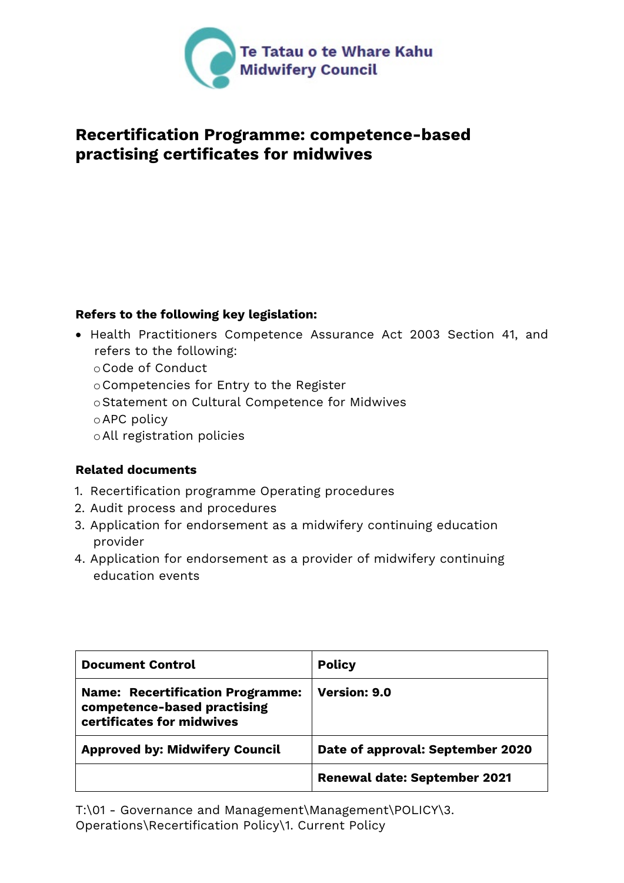Te Tatau o te Whare Kahu
Midwifery Council

# Recertification Programme: competence-based practising certificates for midwives

**Refers to the following key legislation:**

- Health Practitioners Competence Assurance Act 2003 Section 41, and refers to the following:
  - Code of Conduct
  - Competencies for Entry to the Register
  - Statement on Cultural Competence for Midwives
  - APC policy
  - All registration policies

**Related documents**

1. Recertification programme Operating procedures
2. Audit process and procedures
3. Application for endorsement as a midwifery continuing education provider
4. Application for endorsement as a provider of midwifery continuing education events

| **Document Control** | **Policy** |
|---|---|
| **Name: Recertification Programme: competence-based practising certificates for midwives** | **Version: 9.0** |
| **Approved by: Midwifery Council** | **Date of approval: September 2020** |
| | **Renewal date: September 2021** |

T:\01 - Governance and Management\Management\POLICY\3. Operations\Recertification Policy\1. Current Policy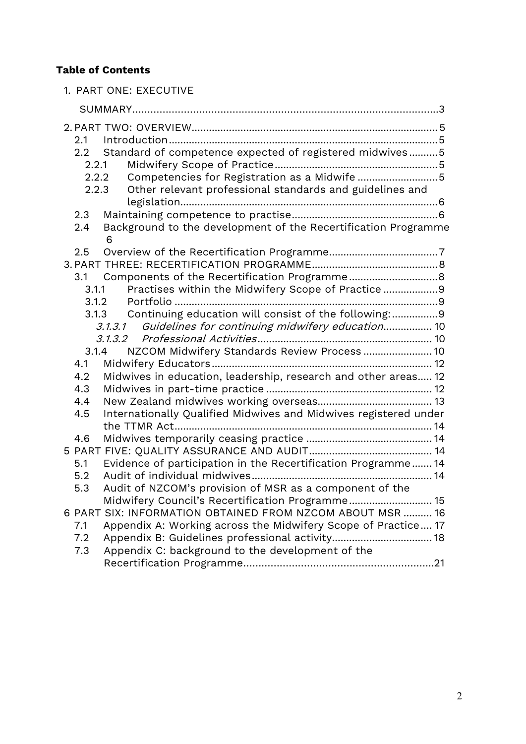**Table of Contents**

1. PART ONE: EXECUTIVE SUMMARY....3
2. PART TWO: OVERVIEW....5
   - 2.1 Introduction....5
   - 2.2 Standard of competence expected of registered midwives....5
     - 2.2.1 Midwifery Scope of Practice....5
     - 2.2.2 Competencies for Registration as a Midwife....5
     - 2.2.3 Other relevant professional standards and guidelines and legislation....6
   - 2.3 Maintaining competence to practise....6
   - 2.4 Background to the development of the Recertification Programme 6
   - 2.5 Overview of the Recertification Programme....7
3. PART THREE: RECERTIFICATION PROGRAMME....8
   - 3.1 Components of the Recertification Programme....8
     - 3.1.1 Practises within the Midwifery Scope of Practice....9
     - 3.1.2 Portfolio....9
     - 3.1.3 Continuing education will consist of the following:....9
       - *3.1.3.1 Guidelines for continuing midwifery education*....10
       - *3.1.3.2 Professional Activities*....10
     - 3.1.4 NZCOM Midwifery Standards Review Process....10
   - 4.1 Midwifery Educators....12
   - 4.2 Midwives in education, leadership, research and other areas....12
   - 4.3 Midwives in part-time practice....12
   - 4.4 New Zealand midwives working overseas....13
   - 4.5 Internationally Qualified Midwives and Midwives registered under the TTMR Act....14
   - 4.6 Midwives temporarily ceasing practice....14

5 PART FIVE: QUALITY ASSURANCE AND AUDIT....14
   - 5.1 Evidence of participation in the Recertification Programme....14
   - 5.2 Audit of individual midwives....14
   - 5.3 Audit of NZCOM's provision of MSR as a component of the Midwifery Council's Recertification Programme....15

6 PART SIX: INFORMATION OBTAINED FROM NZCOM ABOUT MSR....16
   - 7.1 Appendix A: Working across the Midwifery Scope of Practice....17
   - 7.2 Appendix B: Guidelines professional activity....18
   - 7.3 Appendix C: background to the development of the Recertification Programme....21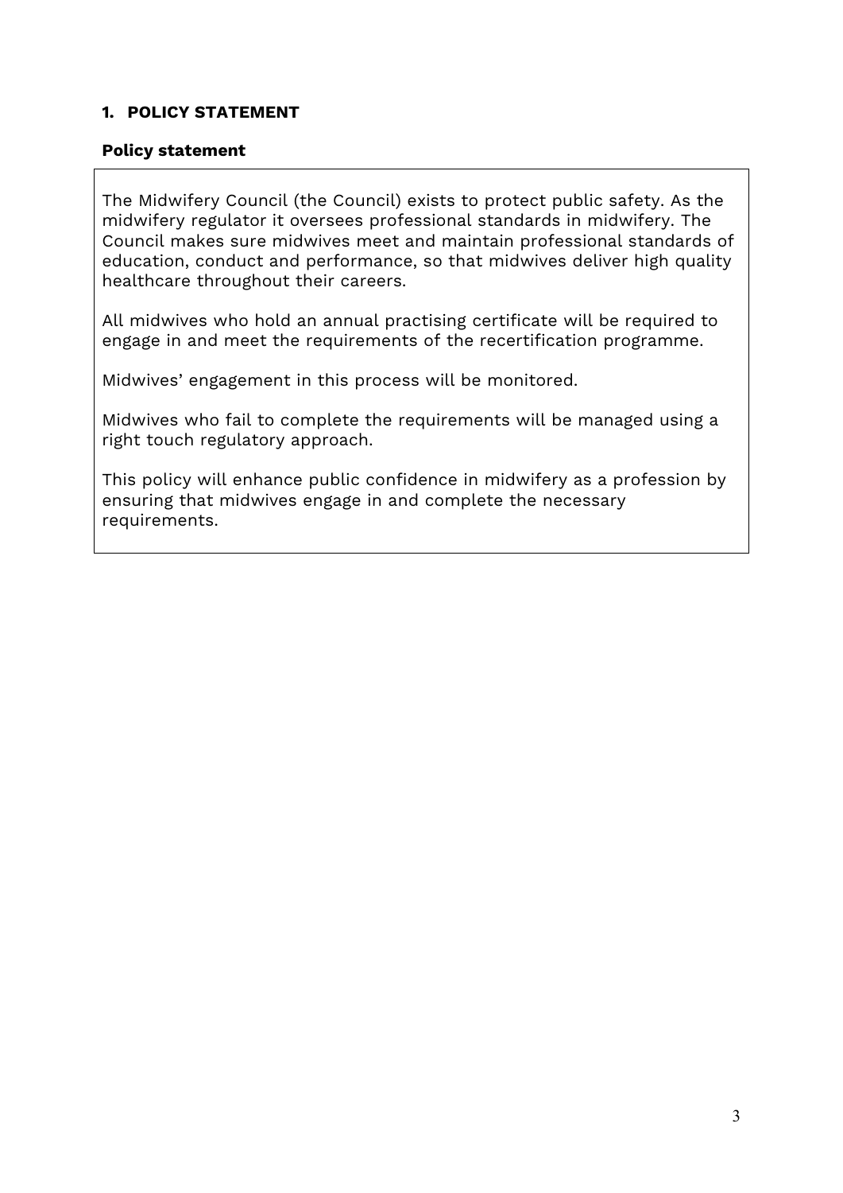## 1. POLICY STATEMENT

### Policy statement

The Midwifery Council (the Council) exists to protect public safety. As the midwifery regulator it oversees professional standards in midwifery. The Council makes sure midwives meet and maintain professional standards of education, conduct and performance, so that midwives deliver high quality healthcare throughout their careers.

All midwives who hold an annual practising certificate will be required to engage in and meet the requirements of the recertification programme.

Midwives' engagement in this process will be monitored.

Midwives who fail to complete the requirements will be managed using a right touch regulatory approach.

This policy will enhance public confidence in midwifery as a profession by ensuring that midwives engage in and complete the necessary requirements.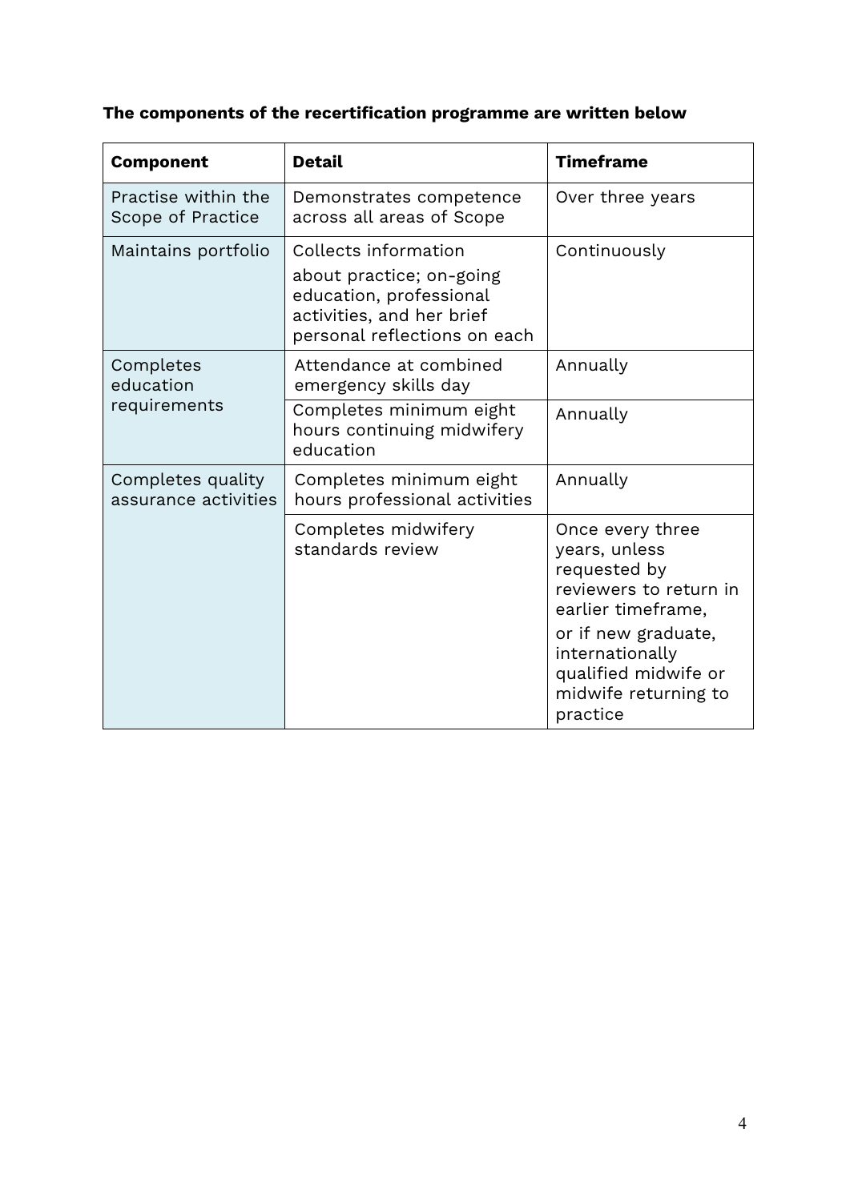**The components of the recertification programme are written below**

| Component | Detail | Timeframe |
|---|---|---|
| Practise within the Scope of Practice | Demonstrates competence across all areas of Scope | Over three years |
| Maintains portfolio | Collects information about practice; on-going education, professional activities, and her brief personal reflections on each | Continuously |
| Completes education requirements | Attendance at combined emergency skills day | Annually |
| | Completes minimum eight hours continuing midwifery education | Annually |
| Completes quality assurance activities | Completes minimum eight hours professional activities | Annually |
| | Completes midwifery standards review | Once every three years, unless requested by reviewers to return in earlier timeframe, or if new graduate, internationally qualified midwife or midwife returning to practice |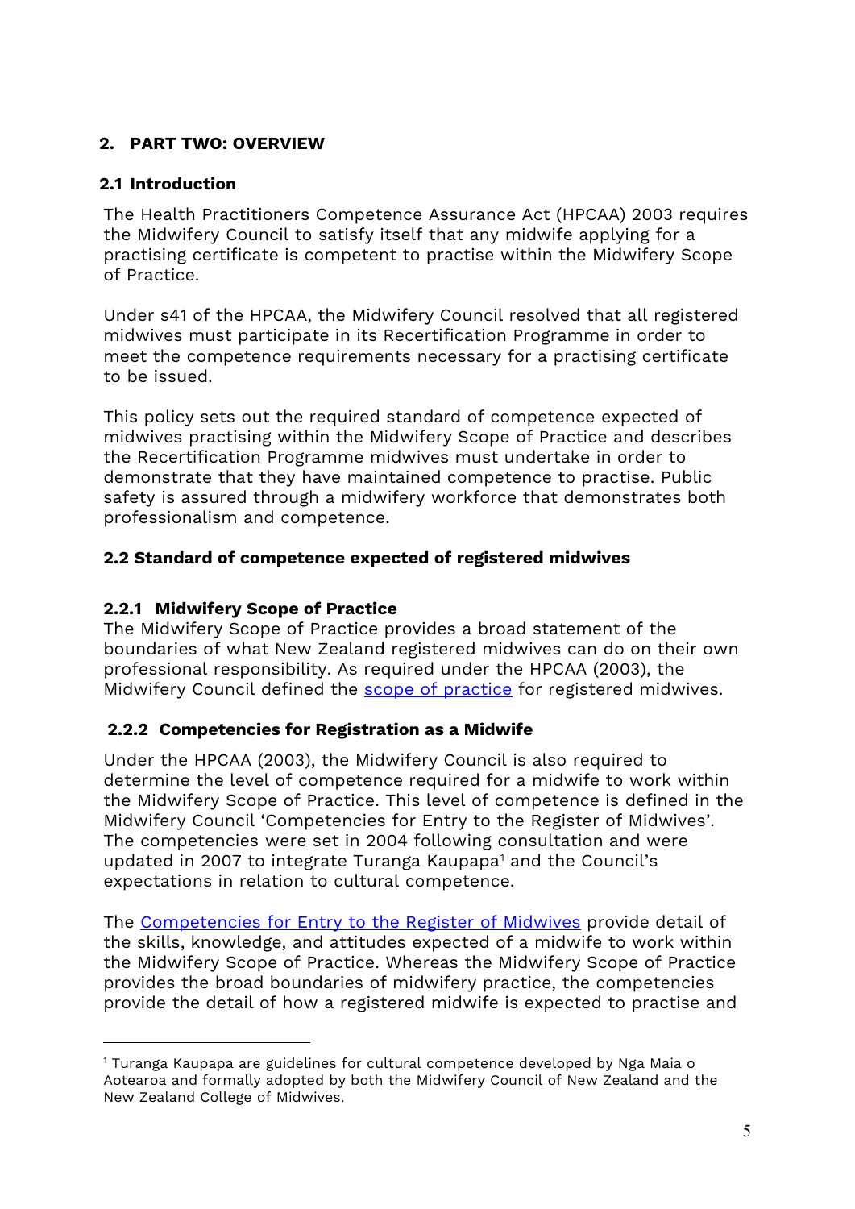## 2. PART TWO: OVERVIEW

### 2.1 Introduction

The Health Practitioners Competence Assurance Act (HPCAA) 2003 requires the Midwifery Council to satisfy itself that any midwife applying for a practising certificate is competent to practise within the Midwifery Scope of Practice.

Under s41 of the HPCAA, the Midwifery Council resolved that all registered midwives must participate in its Recertification Programme in order to meet the competence requirements necessary for a practising certificate to be issued.

This policy sets out the required standard of competence expected of midwives practising within the Midwifery Scope of Practice and describes the Recertification Programme midwives must undertake in order to demonstrate that they have maintained competence to practise. Public safety is assured through a midwifery workforce that demonstrates both professionalism and competence.

### 2.2 Standard of competence expected of registered midwives

#### 2.2.1 Midwifery Scope of Practice

The Midwifery Scope of Practice provides a broad statement of the boundaries of what New Zealand registered midwives can do on their own professional responsibility. As required under the HPCAA (2003), the Midwifery Council defined the scope of practice for registered midwives.

#### 2.2.2 Competencies for Registration as a Midwife

Under the HPCAA (2003), the Midwifery Council is also required to determine the level of competence required for a midwife to work within the Midwifery Scope of Practice. This level of competence is defined in the Midwifery Council 'Competencies for Entry to the Register of Midwives'. The competencies were set in 2004 following consultation and were updated in 2007 to integrate Turanga Kaupapa[1] and the Council's expectations in relation to cultural competence.

The Competencies for Entry to the Register of Midwives provide detail of the skills, knowledge, and attitudes expected of a midwife to work within the Midwifery Scope of Practice. Whereas the Midwifery Scope of Practice provides the broad boundaries of midwifery practice, the competencies provide the detail of how a registered midwife is expected to practise and

[1] Turanga Kaupapa are guidelines for cultural competence developed by Nga Maia o Aotearoa and formally adopted by both the Midwifery Council of New Zealand and the New Zealand College of Midwives.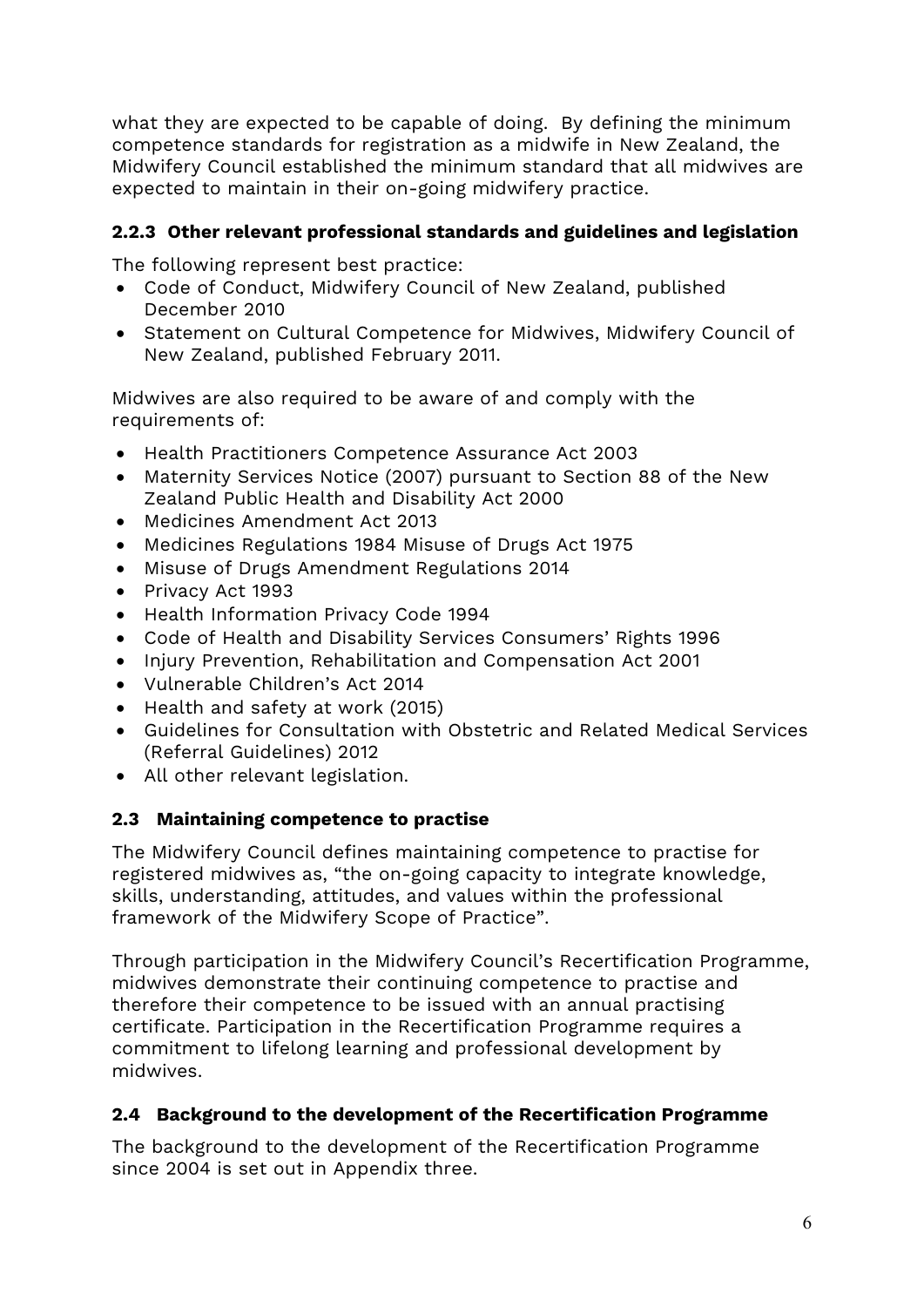what they are expected to be capable of doing. By defining the minimum competence standards for registration as a midwife in New Zealand, the Midwifery Council established the minimum standard that all midwives are expected to maintain in their on-going midwifery practice.

### 2.2.3 Other relevant professional standards and guidelines and legislation

The following represent best practice:

- Code of Conduct, Midwifery Council of New Zealand, published December 2010
- Statement on Cultural Competence for Midwives, Midwifery Council of New Zealand, published February 2011.

Midwives are also required to be aware of and comply with the requirements of:

- Health Practitioners Competence Assurance Act 2003
- Maternity Services Notice (2007) pursuant to Section 88 of the New Zealand Public Health and Disability Act 2000
- Medicines Amendment Act 2013
- Medicines Regulations 1984 Misuse of Drugs Act 1975
- Misuse of Drugs Amendment Regulations 2014
- Privacy Act 1993
- Health Information Privacy Code 1994
- Code of Health and Disability Services Consumers' Rights 1996
- Injury Prevention, Rehabilitation and Compensation Act 2001
- Vulnerable Children's Act 2014
- Health and safety at work (2015)
- Guidelines for Consultation with Obstetric and Related Medical Services (Referral Guidelines) 2012
- All other relevant legislation.

## 2.3 Maintaining competence to practise

The Midwifery Council defines maintaining competence to practise for registered midwives as, "the on-going capacity to integrate knowledge, skills, understanding, attitudes, and values within the professional framework of the Midwifery Scope of Practice".

Through participation in the Midwifery Council's Recertification Programme, midwives demonstrate their continuing competence to practise and therefore their competence to be issued with an annual practising certificate. Participation in the Recertification Programme requires a commitment to lifelong learning and professional development by midwives.

## 2.4 Background to the development of the Recertification Programme

The background to the development of the Recertification Programme since 2004 is set out in Appendix three.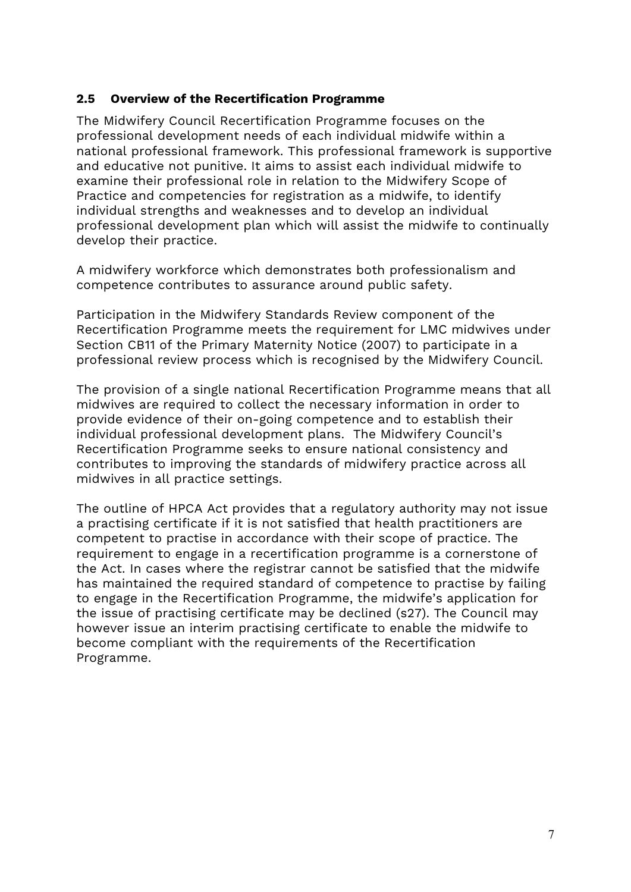## 2.5 Overview of the Recertification Programme

The Midwifery Council Recertification Programme focuses on the professional development needs of each individual midwife within a national professional framework. This professional framework is supportive and educative not punitive. It aims to assist each individual midwife to examine their professional role in relation to the Midwifery Scope of Practice and competencies for registration as a midwife, to identify individual strengths and weaknesses and to develop an individual professional development plan which will assist the midwife to continually develop their practice.

A midwifery workforce which demonstrates both professionalism and competence contributes to assurance around public safety.

Participation in the Midwifery Standards Review component of the Recertification Programme meets the requirement for LMC midwives under Section CB11 of the Primary Maternity Notice (2007) to participate in a professional review process which is recognised by the Midwifery Council.

The provision of a single national Recertification Programme means that all midwives are required to collect the necessary information in order to provide evidence of their on-going competence and to establish their individual professional development plans. The Midwifery Council's Recertification Programme seeks to ensure national consistency and contributes to improving the standards of midwifery practice across all midwives in all practice settings.

The outline of HPCA Act provides that a regulatory authority may not issue a practising certificate if it is not satisfied that health practitioners are competent to practise in accordance with their scope of practice. The requirement to engage in a recertification programme is a cornerstone of the Act. In cases where the registrar cannot be satisfied that the midwife has maintained the required standard of competence to practise by failing to engage in the Recertification Programme, the midwife's application for the issue of practising certificate may be declined (s27). The Council may however issue an interim practising certificate to enable the midwife to become compliant with the requirements of the Recertification Programme.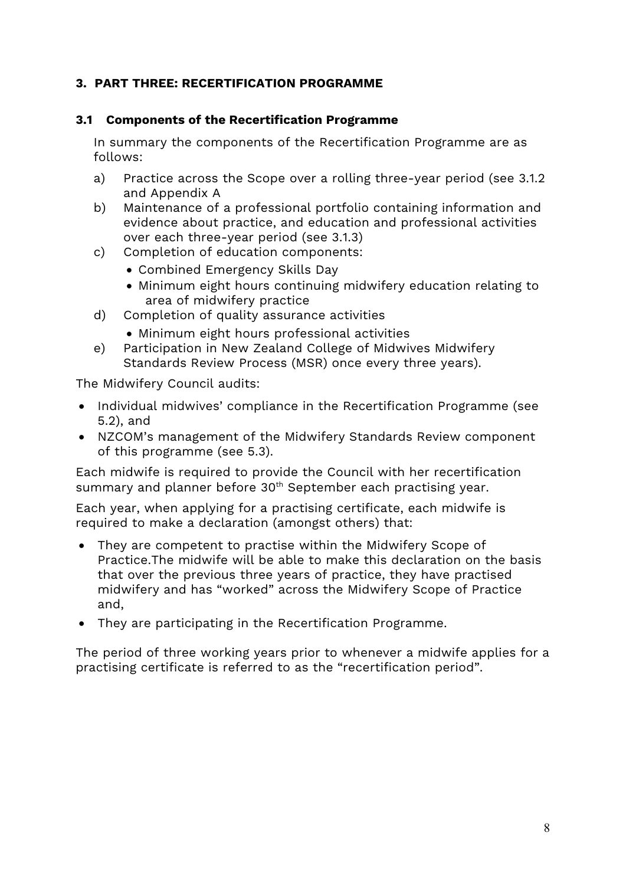## 3. PART THREE: RECERTIFICATION PROGRAMME

### 3.1 Components of the Recertification Programme

In summary the components of the Recertification Programme are as follows:

a) Practice across the Scope over a rolling three-year period (see 3.1.2 and Appendix A
b) Maintenance of a professional portfolio containing information and evidence about practice, and education and professional activities over each three-year period (see 3.1.3)
c) Completion of education components:
   - Combined Emergency Skills Day
   - Minimum eight hours continuing midwifery education relating to area of midwifery practice
d) Completion of quality assurance activities
   - Minimum eight hours professional activities
e) Participation in New Zealand College of Midwives Midwifery Standards Review Process (MSR) once every three years).

The Midwifery Council audits:

- Individual midwives' compliance in the Recertification Programme (see 5.2), and
- NZCOM's management of the Midwifery Standards Review component of this programme (see 5.3).

Each midwife is required to provide the Council with her recertification summary and planner before 30th September each practising year.

Each year, when applying for a practising certificate, each midwife is required to make a declaration (amongst others) that:

- They are competent to practise within the Midwifery Scope of Practice.The midwife will be able to make this declaration on the basis that over the previous three years of practice, they have practised midwifery and has "worked" across the Midwifery Scope of Practice and,
- They are participating in the Recertification Programme.

The period of three working years prior to whenever a midwife applies for a practising certificate is referred to as the "recertification period".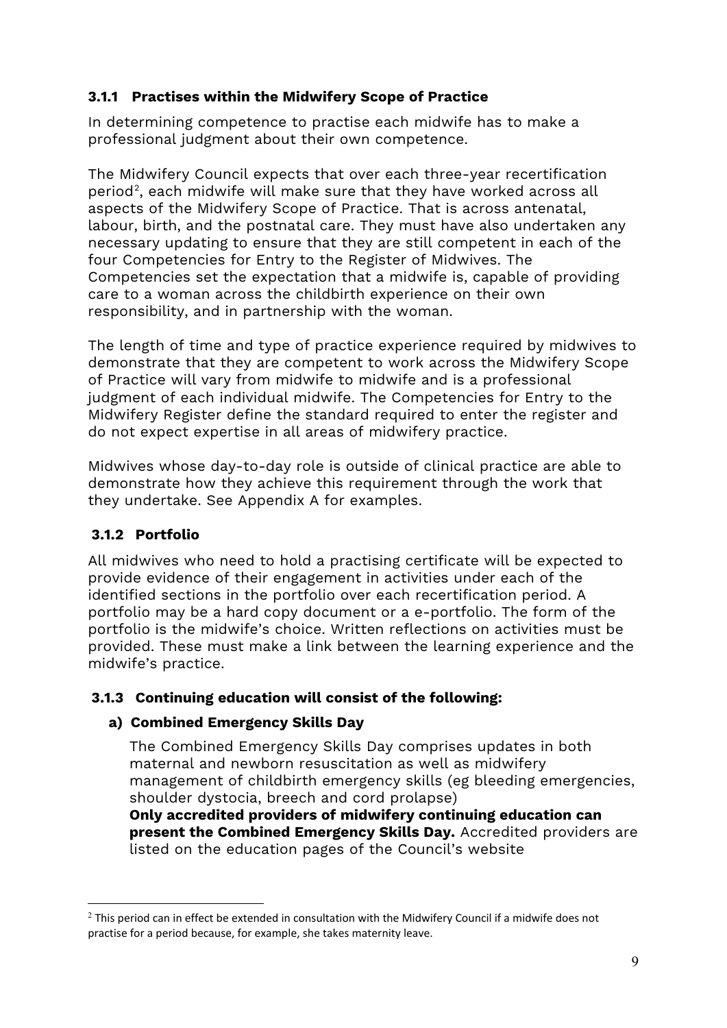### 3.1.1 Practises within the Midwifery Scope of Practice

In determining competence to practise each midwife has to make a professional judgment about their own competence.

The Midwifery Council expects that over each three-year recertification period[2], each midwife will make sure that they have worked across all aspects of the Midwifery Scope of Practice. That is across antenatal, labour, birth, and the postnatal care. They must have also undertaken any necessary updating to ensure that they are still competent in each of the four Competencies for Entry to the Register of Midwives. The Competencies set the expectation that a midwife is, capable of providing care to a woman across the childbirth experience on their own responsibility, and in partnership with the woman.

The length of time and type of practice experience required by midwives to demonstrate that they are competent to work across the Midwifery Scope of Practice will vary from midwife to midwife and is a professional judgment of each individual midwife. The Competencies for Entry to the Midwifery Register define the standard required to enter the register and do not expect expertise in all areas of midwifery practice.

Midwives whose day-to-day role is outside of clinical practice are able to demonstrate how they achieve this requirement through the work that they undertake. See Appendix A for examples.

### 3.1.2 Portfolio

All midwives who need to hold a practising certificate will be expected to provide evidence of their engagement in activities under each of the identified sections in the portfolio over each recertification period. A portfolio may be a hard copy document or a e-portfolio. The form of the portfolio is the midwife's choice. Written reflections on activities must be provided. These must make a link between the learning experience and the midwife's practice.

### 3.1.3 Continuing education will consist of the following:

#### a) Combined Emergency Skills Day

The Combined Emergency Skills Day comprises updates in both maternal and newborn resuscitation as well as midwifery management of childbirth emergency skills (eg bleeding emergencies, shoulder dystocia, breech and cord prolapse)
**Only accredited providers of midwifery continuing education can present the Combined Emergency Skills Day.** Accredited providers are listed on the education pages of the Council's website

[2] This period can in effect be extended in consultation with the Midwifery Council if a midwife does not practise for a period because, for example, she takes maternity leave.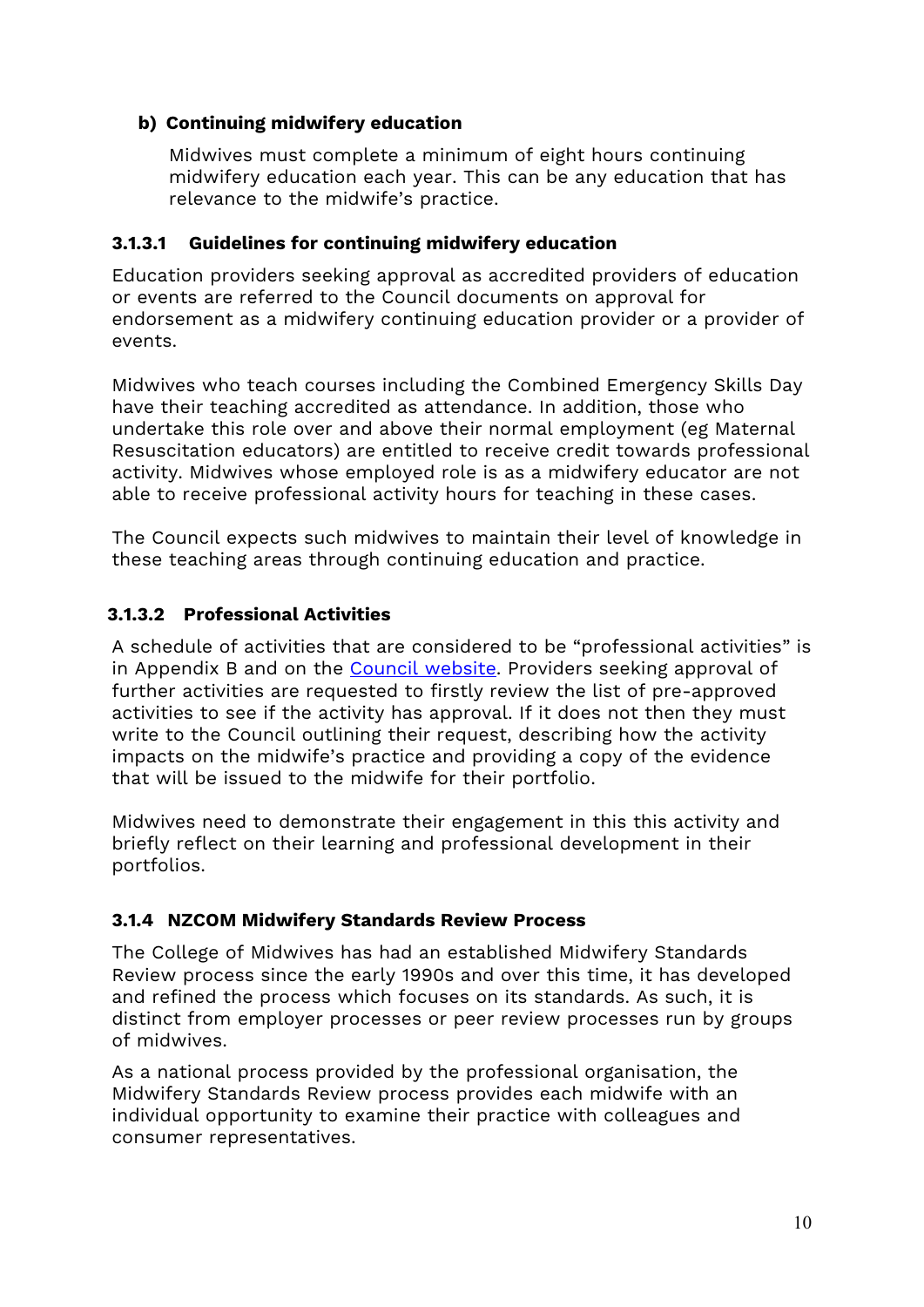**b) Continuing midwifery education**

Midwives must complete a minimum of eight hours continuing midwifery education each year. This can be any education that has relevance to the midwife's practice.

#### 3.1.3.1 Guidelines for continuing midwifery education

Education providers seeking approval as accredited providers of education or events are referred to the Council documents on approval for endorsement as a midwifery continuing education provider or a provider of events.

Midwives who teach courses including the Combined Emergency Skills Day have their teaching accredited as attendance. In addition, those who undertake this role over and above their normal employment (eg Maternal Resuscitation educators) are entitled to receive credit towards professional activity. Midwives whose employed role is as a midwifery educator are not able to receive professional activity hours for teaching in these cases.

The Council expects such midwives to maintain their level of knowledge in these teaching areas through continuing education and practice.

#### 3.1.3.2 Professional Activities

A schedule of activities that are considered to be "professional activities" is in Appendix B and on the Council website. Providers seeking approval of further activities are requested to firstly review the list of pre-approved activities to see if the activity has approval. If it does not then they must write to the Council outlining their request, describing how the activity impacts on the midwife's practice and providing a copy of the evidence that will be issued to the midwife for their portfolio.

Midwives need to demonstrate their engagement in this this activity and briefly reflect on their learning and professional development in their portfolios.

### 3.1.4 NZCOM Midwifery Standards Review Process

The College of Midwives has had an established Midwifery Standards Review process since the early 1990s and over this time, it has developed and refined the process which focuses on its standards. As such, it is distinct from employer processes or peer review processes run by groups of midwives.

As a national process provided by the professional organisation, the Midwifery Standards Review process provides each midwife with an individual opportunity to examine their practice with colleagues and consumer representatives.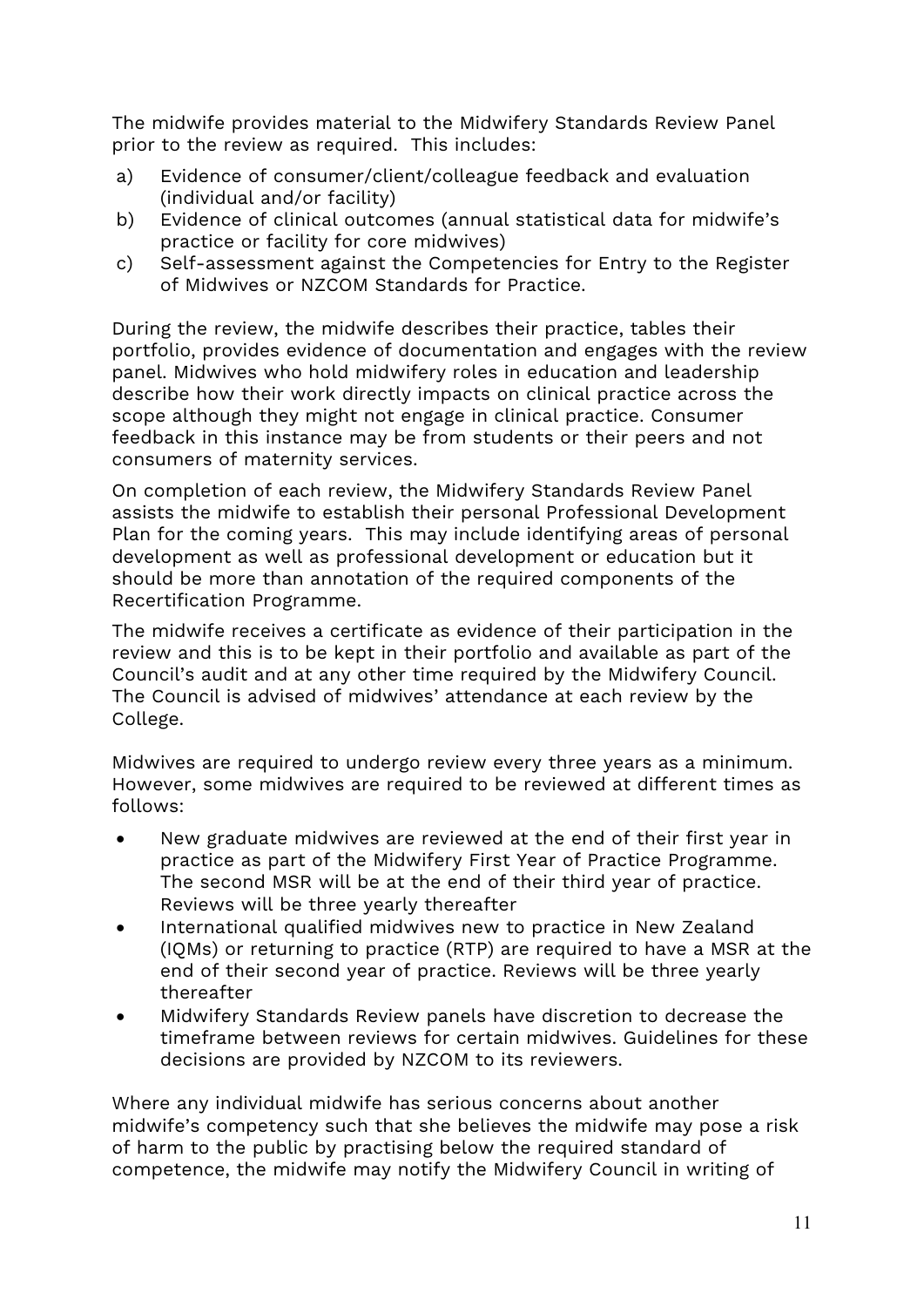The midwife provides material to the Midwifery Standards Review Panel prior to the review as required. This includes:

a) Evidence of consumer/client/colleague feedback and evaluation (individual and/or facility)
b) Evidence of clinical outcomes (annual statistical data for midwife's practice or facility for core midwives)
c) Self-assessment against the Competencies for Entry to the Register of Midwives or NZCOM Standards for Practice.

During the review, the midwife describes their practice, tables their portfolio, provides evidence of documentation and engages with the review panel. Midwives who hold midwifery roles in education and leadership describe how their work directly impacts on clinical practice across the scope although they might not engage in clinical practice. Consumer feedback in this instance may be from students or their peers and not consumers of maternity services.

On completion of each review, the Midwifery Standards Review Panel assists the midwife to establish their personal Professional Development Plan for the coming years. This may include identifying areas of personal development as well as professional development or education but it should be more than annotation of the required components of the Recertification Programme.

The midwife receives a certificate as evidence of their participation in the review and this is to be kept in their portfolio and available as part of the Council's audit and at any other time required by the Midwifery Council. The Council is advised of midwives' attendance at each review by the College.

Midwives are required to undergo review every three years as a minimum. However, some midwives are required to be reviewed at different times as follows:

- New graduate midwives are reviewed at the end of their first year in practice as part of the Midwifery First Year of Practice Programme. The second MSR will be at the end of their third year of practice. Reviews will be three yearly thereafter
- International qualified midwives new to practice in New Zealand (IQMs) or returning to practice (RTP) are required to have a MSR at the end of their second year of practice. Reviews will be three yearly thereafter
- Midwifery Standards Review panels have discretion to decrease the timeframe between reviews for certain midwives. Guidelines for these decisions are provided by NZCOM to its reviewers.

Where any individual midwife has serious concerns about another midwife's competency such that she believes the midwife may pose a risk of harm to the public by practising below the required standard of competence, the midwife may notify the Midwifery Council in writing of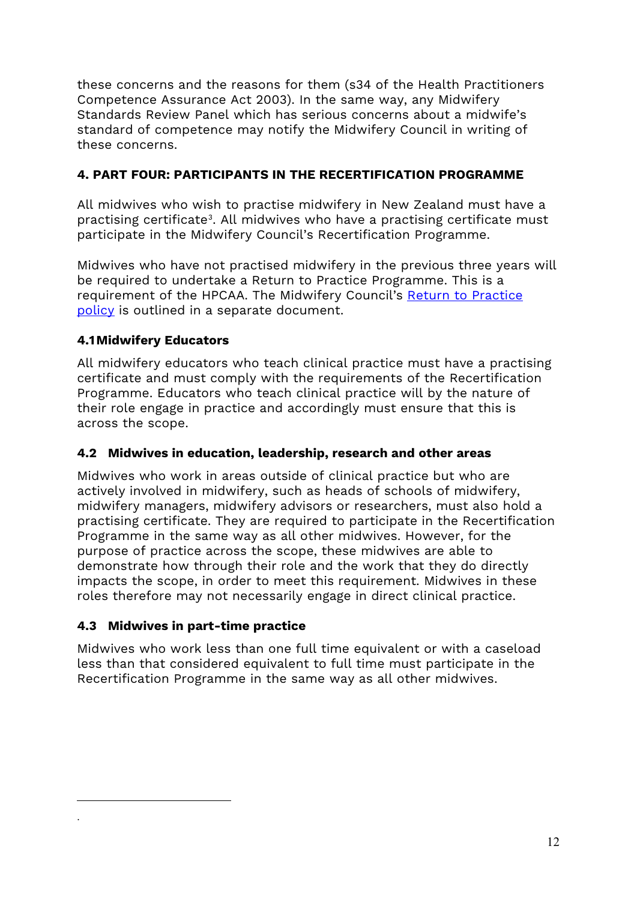these concerns and the reasons for them (s34 of the Health Practitioners Competence Assurance Act 2003). In the same way, any Midwifery Standards Review Panel which has serious concerns about a midwife's standard of competence may notify the Midwifery Council in writing of these concerns.

## 4. PART FOUR: PARTICIPANTS IN THE RECERTIFICATION PROGRAMME

All midwives who wish to practise midwifery in New Zealand must have a practising certificate[3]. All midwives who have a practising certificate must participate in the Midwifery Council's Recertification Programme.

Midwives who have not practised midwifery in the previous three years will be required to undertake a Return to Practice Programme. This is a requirement of the HPCAA. The Midwifery Council's Return to Practice policy is outlined in a separate document.

### 4.1 Midwifery Educators

All midwifery educators who teach clinical practice must have a practising certificate and must comply with the requirements of the Recertification Programme. Educators who teach clinical practice will by the nature of their role engage in practice and accordingly must ensure that this is across the scope.

### 4.2 Midwives in education, leadership, research and other areas

Midwives who work in areas outside of clinical practice but who are actively involved in midwifery, such as heads of schools of midwifery, midwifery managers, midwifery advisors or researchers, must also hold a practising certificate. They are required to participate in the Recertification Programme in the same way as all other midwives. However, for the purpose of practice across the scope, these midwives are able to demonstrate how through their role and the work that they do directly impacts the scope, in order to meet this requirement. Midwives in these roles therefore may not necessarily engage in direct clinical practice.

### 4.3 Midwives in part-time practice

Midwives who work less than one full time equivalent or with a caseload less than that considered equivalent to full time must participate in the Recertification Programme in the same way as all other midwives.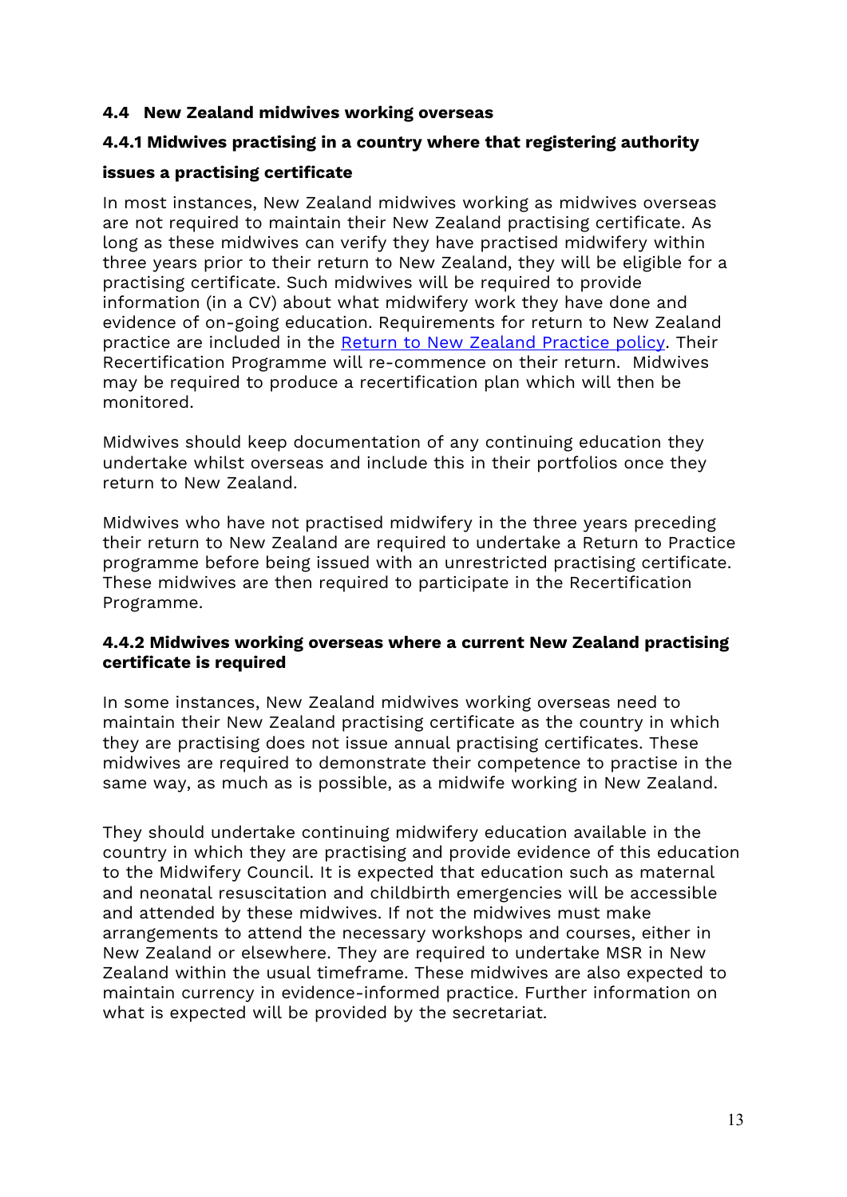### 4.4 New Zealand midwives working overseas

#### 4.4.1 Midwives practising in a country where that registering authority issues a practising certificate

In most instances, New Zealand midwives working as midwives overseas are not required to maintain their New Zealand practising certificate. As long as these midwives can verify they have practised midwifery within three years prior to their return to New Zealand, they will be eligible for a practising certificate. Such midwives will be required to provide information (in a CV) about what midwifery work they have done and evidence of on-going education. Requirements for return to New Zealand practice are included in the Return to New Zealand Practice policy. Their Recertification Programme will re-commence on their return. Midwives may be required to produce a recertification plan which will then be monitored.

Midwives should keep documentation of any continuing education they undertake whilst overseas and include this in their portfolios once they return to New Zealand.

Midwives who have not practised midwifery in the three years preceding their return to New Zealand are required to undertake a Return to Practice programme before being issued with an unrestricted practising certificate. These midwives are then required to participate in the Recertification Programme.

#### 4.4.2 Midwives working overseas where a current New Zealand practising certificate is required

In some instances, New Zealand midwives working overseas need to maintain their New Zealand practising certificate as the country in which they are practising does not issue annual practising certificates. These midwives are required to demonstrate their competence to practise in the same way, as much as is possible, as a midwife working in New Zealand.

They should undertake continuing midwifery education available in the country in which they are practising and provide evidence of this education to the Midwifery Council. It is expected that education such as maternal and neonatal resuscitation and childbirth emergencies will be accessible and attended by these midwives. If not the midwives must make arrangements to attend the necessary workshops and courses, either in New Zealand or elsewhere. They are required to undertake MSR in New Zealand within the usual timeframe. These midwives are also expected to maintain currency in evidence-informed practice. Further information on what is expected will be provided by the secretariat.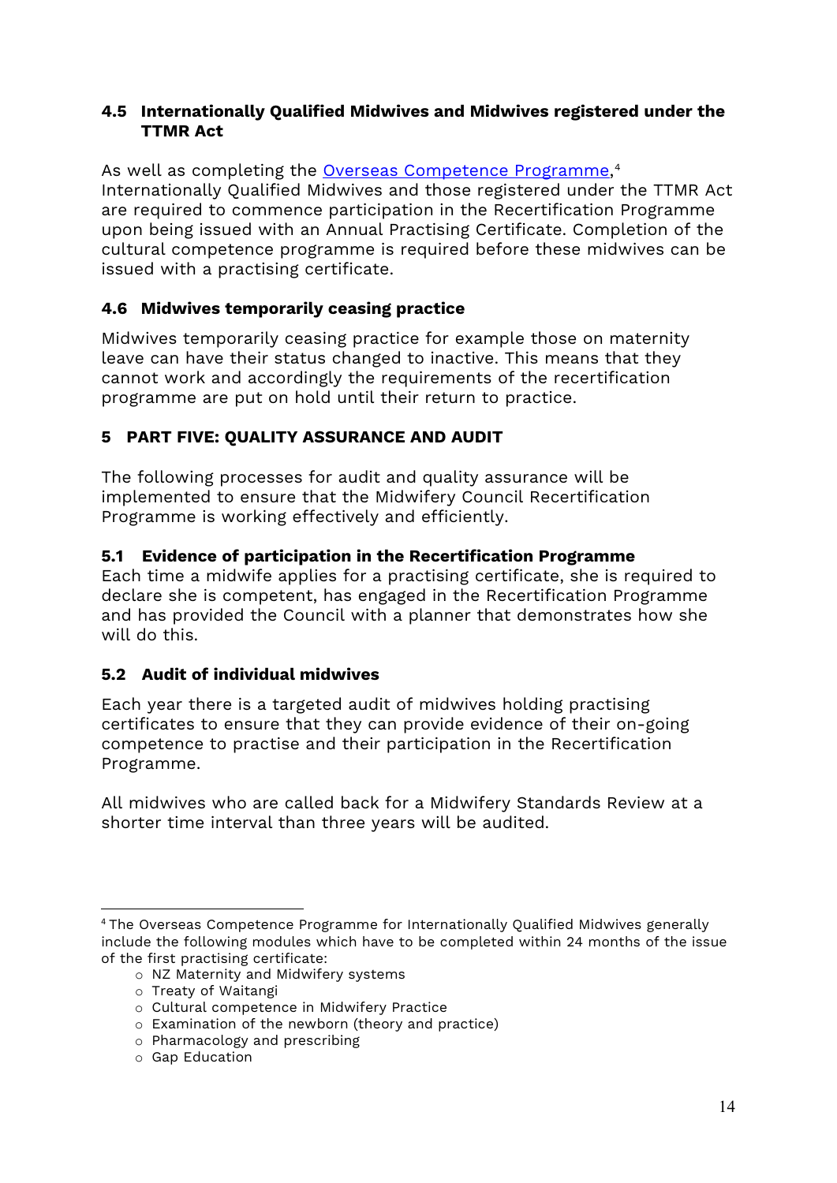### 4.5 Internationally Qualified Midwives and Midwives registered under the TTMR Act

As well as completing the Overseas Competence Programme,[4] Internationally Qualified Midwives and those registered under the TTMR Act are required to commence participation in the Recertification Programme upon being issued with an Annual Practising Certificate. Completion of the cultural competence programme is required before these midwives can be issued with a practising certificate.

### 4.6 Midwives temporarily ceasing practice

Midwives temporarily ceasing practice for example those on maternity leave can have their status changed to inactive. This means that they cannot work and accordingly the requirements of the recertification programme are put on hold until their return to practice.

## 5 PART FIVE: QUALITY ASSURANCE AND AUDIT

The following processes for audit and quality assurance will be implemented to ensure that the Midwifery Council Recertification Programme is working effectively and efficiently.

### 5.1 Evidence of participation in the Recertification Programme

Each time a midwife applies for a practising certificate, she is required to declare she is competent, has engaged in the Recertification Programme and has provided the Council with a planner that demonstrates how she will do this.

### 5.2 Audit of individual midwives

Each year there is a targeted audit of midwives holding practising certificates to ensure that they can provide evidence of their on-going competence to practise and their participation in the Recertification Programme.

All midwives who are called back for a Midwifery Standards Review at a shorter time interval than three years will be audited.

---

[4] The Overseas Competence Programme for Internationally Qualified Midwives generally include the following modules which have to be completed within 24 months of the issue of the first practising certificate:

- NZ Maternity and Midwifery systems
- Treaty of Waitangi
- Cultural competence in Midwifery Practice
- Examination of the newborn (theory and practice)
- Pharmacology and prescribing
- Gap Education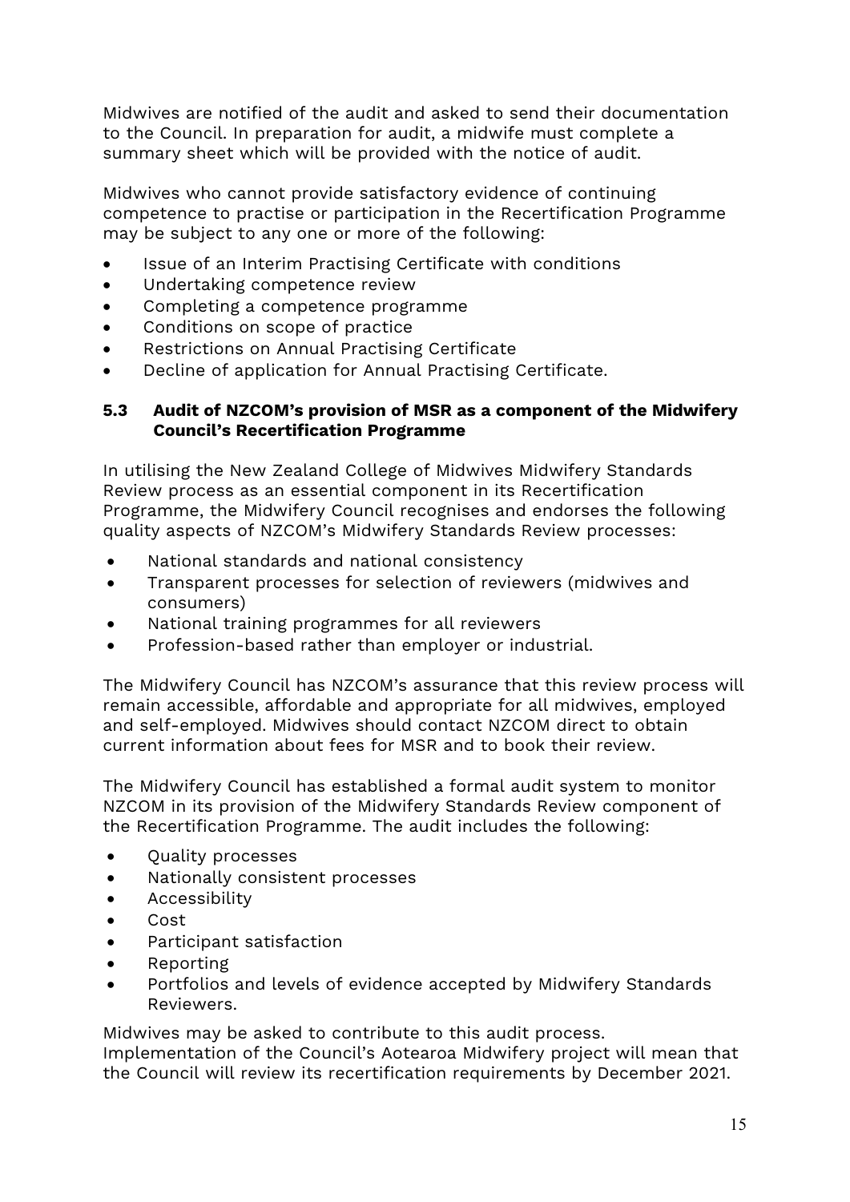Midwives are notified of the audit and asked to send their documentation to the Council. In preparation for audit, a midwife must complete a summary sheet which will be provided with the notice of audit.

Midwives who cannot provide satisfactory evidence of continuing competence to practise or participation in the Recertification Programme may be subject to any one or more of the following:

- Issue of an Interim Practising Certificate with conditions
- Undertaking competence review
- Completing a competence programme
- Conditions on scope of practice
- Restrictions on Annual Practising Certificate
- Decline of application for Annual Practising Certificate.

### 5.3 Audit of NZCOM's provision of MSR as a component of the Midwifery Council's Recertification Programme

In utilising the New Zealand College of Midwives Midwifery Standards Review process as an essential component in its Recertification Programme, the Midwifery Council recognises and endorses the following quality aspects of NZCOM's Midwifery Standards Review processes:

- National standards and national consistency
- Transparent processes for selection of reviewers (midwives and consumers)
- National training programmes for all reviewers
- Profession-based rather than employer or industrial.

The Midwifery Council has NZCOM's assurance that this review process will remain accessible, affordable and appropriate for all midwives, employed and self-employed. Midwives should contact NZCOM direct to obtain current information about fees for MSR and to book their review.

The Midwifery Council has established a formal audit system to monitor NZCOM in its provision of the Midwifery Standards Review component of the Recertification Programme. The audit includes the following:

- Quality processes
- Nationally consistent processes
- Accessibility
- Cost
- Participant satisfaction
- Reporting
- Portfolios and levels of evidence accepted by Midwifery Standards Reviewers.

Midwives may be asked to contribute to this audit process.
Implementation of the Council's Aotearoa Midwifery project will mean that the Council will review its recertification requirements by December 2021.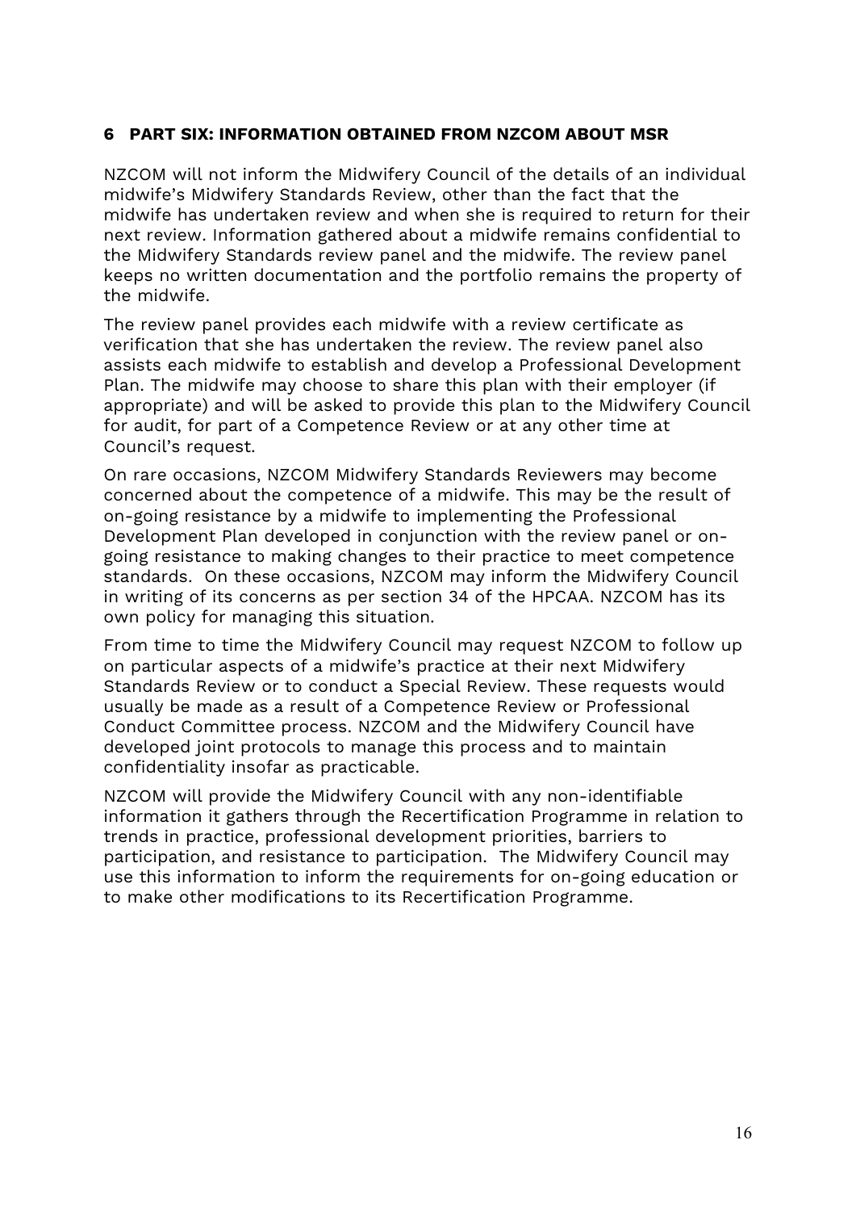## 6 PART SIX: INFORMATION OBTAINED FROM NZCOM ABOUT MSR

NZCOM will not inform the Midwifery Council of the details of an individual midwife's Midwifery Standards Review, other than the fact that the midwife has undertaken review and when she is required to return for their next review. Information gathered about a midwife remains confidential to the Midwifery Standards review panel and the midwife. The review panel keeps no written documentation and the portfolio remains the property of the midwife.

The review panel provides each midwife with a review certificate as verification that she has undertaken the review. The review panel also assists each midwife to establish and develop a Professional Development Plan. The midwife may choose to share this plan with their employer (if appropriate) and will be asked to provide this plan to the Midwifery Council for audit, for part of a Competence Review or at any other time at Council's request.

On rare occasions, NZCOM Midwifery Standards Reviewers may become concerned about the competence of a midwife. This may be the result of on-going resistance by a midwife to implementing the Professional Development Plan developed in conjunction with the review panel or on-going resistance to making changes to their practice to meet competence standards. On these occasions, NZCOM may inform the Midwifery Council in writing of its concerns as per section 34 of the HPCAA. NZCOM has its own policy for managing this situation.

From time to time the Midwifery Council may request NZCOM to follow up on particular aspects of a midwife's practice at their next Midwifery Standards Review or to conduct a Special Review. These requests would usually be made as a result of a Competence Review or Professional Conduct Committee process. NZCOM and the Midwifery Council have developed joint protocols to manage this process and to maintain confidentiality insofar as practicable.

NZCOM will provide the Midwifery Council with any non-identifiable information it gathers through the Recertification Programme in relation to trends in practice, professional development priorities, barriers to participation, and resistance to participation. The Midwifery Council may use this information to inform the requirements for on-going education or to make other modifications to its Recertification Programme.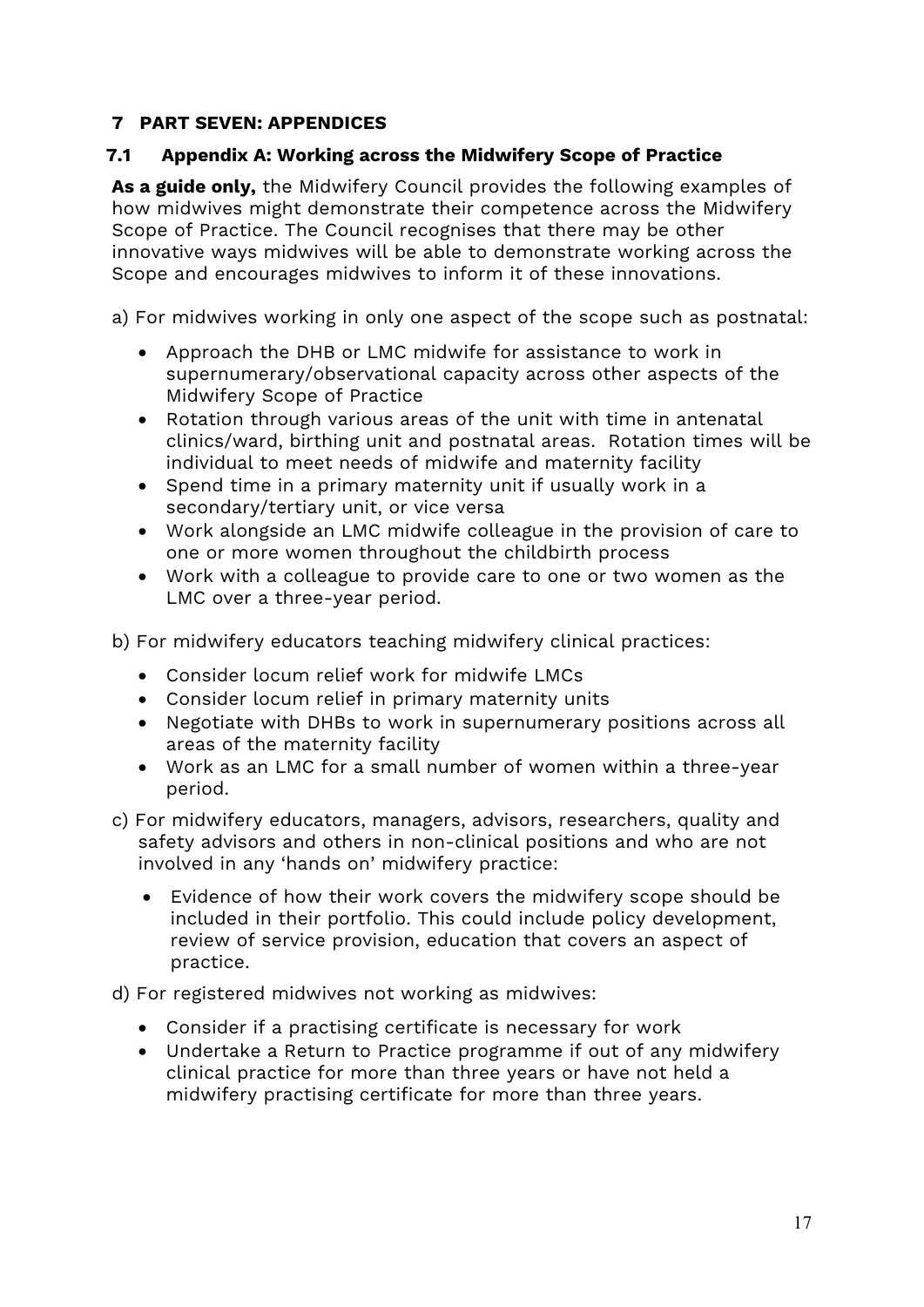# 7 PART SEVEN: APPENDICES

## 7.1 Appendix A: Working across the Midwifery Scope of Practice

**As a guide only,** the Midwifery Council provides the following examples of how midwives might demonstrate their competence across the Midwifery Scope of Practice. The Council recognises that there may be other innovative ways midwives will be able to demonstrate working across the Scope and encourages midwives to inform it of these innovations.

a) For midwives working in only one aspect of the scope such as postnatal:

- Approach the DHB or LMC midwife for assistance to work in supernumerary/observational capacity across other aspects of the Midwifery Scope of Practice
- Rotation through various areas of the unit with time in antenatal clinics/ward, birthing unit and postnatal areas. Rotation times will be individual to meet needs of midwife and maternity facility
- Spend time in a primary maternity unit if usually work in a secondary/tertiary unit, or vice versa
- Work alongside an LMC midwife colleague in the provision of care to one or more women throughout the childbirth process
- Work with a colleague to provide care to one or two women as the LMC over a three-year period.

b) For midwifery educators teaching midwifery clinical practices:

- Consider locum relief work for midwife LMCs
- Consider locum relief in primary maternity units
- Negotiate with DHBs to work in supernumerary positions across all areas of the maternity facility
- Work as an LMC for a small number of women within a three-year period.

c) For midwifery educators, managers, advisors, researchers, quality and safety advisors and others in non-clinical positions and who are not involved in any 'hands on' midwifery practice:

- Evidence of how their work covers the midwifery scope should be included in their portfolio. This could include policy development, review of service provision, education that covers an aspect of practice.

d) For registered midwives not working as midwives:

- Consider if a practising certificate is necessary for work
- Undertake a Return to Practice programme if out of any midwifery clinical practice for more than three years or have not held a midwifery practising certificate for more than three years.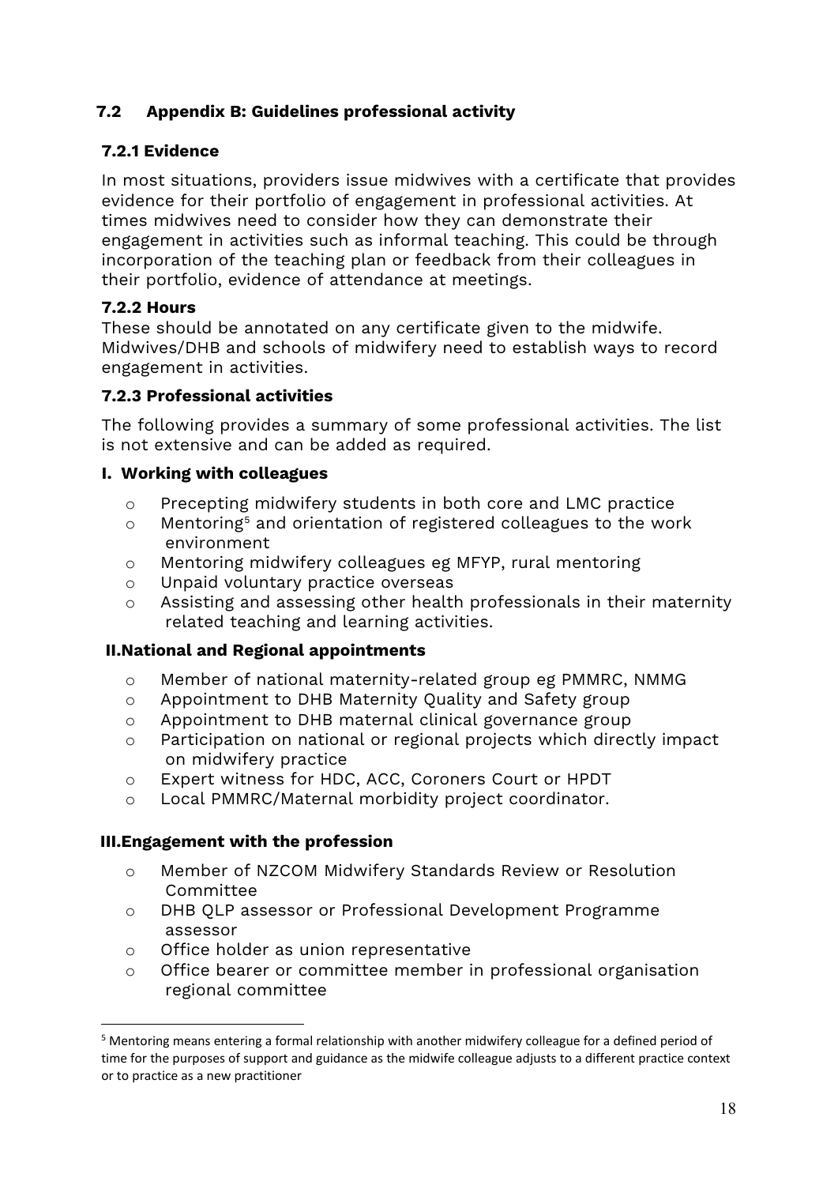## 7.2 Appendix B: Guidelines professional activity

### 7.2.1 Evidence

In most situations, providers issue midwives with a certificate that provides evidence for their portfolio of engagement in professional activities. At times midwives need to consider how they can demonstrate their engagement in activities such as informal teaching. This could be through incorporation of the teaching plan or feedback from their colleagues in their portfolio, evidence of attendance at meetings.

### 7.2.2 Hours

These should be annotated on any certificate given to the midwife. Midwives/DHB and schools of midwifery need to establish ways to record engagement in activities.

### 7.2.3 Professional activities

The following provides a summary of some professional activities. The list is not extensive and can be added as required.

#### I. Working with colleagues

- Precepting midwifery students in both core and LMC practice
- Mentoring[5] and orientation of registered colleagues to the work environment
- Mentoring midwifery colleagues eg MFYP, rural mentoring
- Unpaid voluntary practice overseas
- Assisting and assessing other health professionals in their maternity related teaching and learning activities.

#### II. National and Regional appointments

- Member of national maternity-related group eg PMMRC, NMMG
- Appointment to DHB Maternity Quality and Safety group
- Appointment to DHB maternal clinical governance group
- Participation on national or regional projects which directly impact on midwifery practice
- Expert witness for HDC, ACC, Coroners Court or HPDT
- Local PMMRC/Maternal morbidity project coordinator.

#### III. Engagement with the profession

- Member of NZCOM Midwifery Standards Review or Resolution Committee
- DHB QLP assessor or Professional Development Programme assessor
- Office holder as union representative
- Office bearer or committee member in professional organisation regional committee

---

[5] Mentoring means entering a formal relationship with another midwifery colleague for a defined period of time for the purposes of support and guidance as the midwife colleague adjusts to a different practice context or to practice as a new practitioner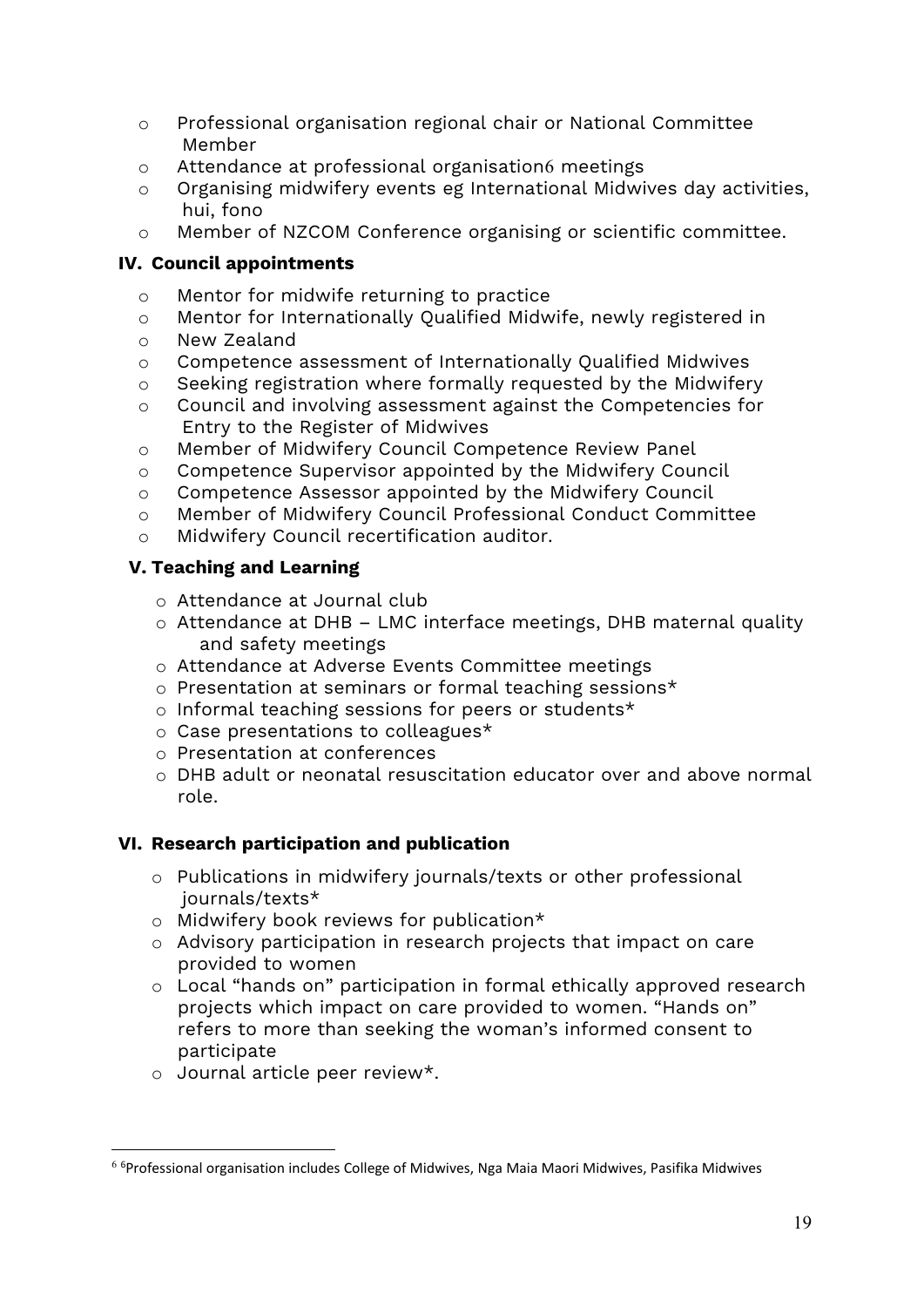- Professional organisation regional chair or National Committee Member
- Attendance at professional organisation[6] meetings
- Organising midwifery events eg International Midwives day activities, hui, fono
- Member of NZCOM Conference organising or scientific committee.

### IV. Council appointments

- Mentor for midwife returning to practice
- Mentor for Internationally Qualified Midwife, newly registered in
- New Zealand
- Competence assessment of Internationally Qualified Midwives
- Seeking registration where formally requested by the Midwifery
- Council and involving assessment against the Competencies for Entry to the Register of Midwives
- Member of Midwifery Council Competence Review Panel
- Competence Supervisor appointed by the Midwifery Council
- Competence Assessor appointed by the Midwifery Council
- Member of Midwifery Council Professional Conduct Committee
- Midwifery Council recertification auditor.

### V. Teaching and Learning

- Attendance at Journal club
- Attendance at DHB – LMC interface meetings, DHB maternal quality and safety meetings
- Attendance at Adverse Events Committee meetings
- Presentation at seminars or formal teaching sessions*
- Informal teaching sessions for peers or students*
- Case presentations to colleagues*
- Presentation at conferences
- DHB adult or neonatal resuscitation educator over and above normal role.

### VI. Research participation and publication

- Publications in midwifery journals/texts or other professional journals/texts*
- Midwifery book reviews for publication*
- Advisory participation in research projects that impact on care provided to women
- Local "hands on" participation in formal ethically approved research projects which impact on care provided to women. "Hands on" refers to more than seeking the woman's informed consent to participate
- Journal article peer review*.

---

[6] [6]Professional organisation includes College of Midwives, Nga Maia Maori Midwives, Pasifika Midwives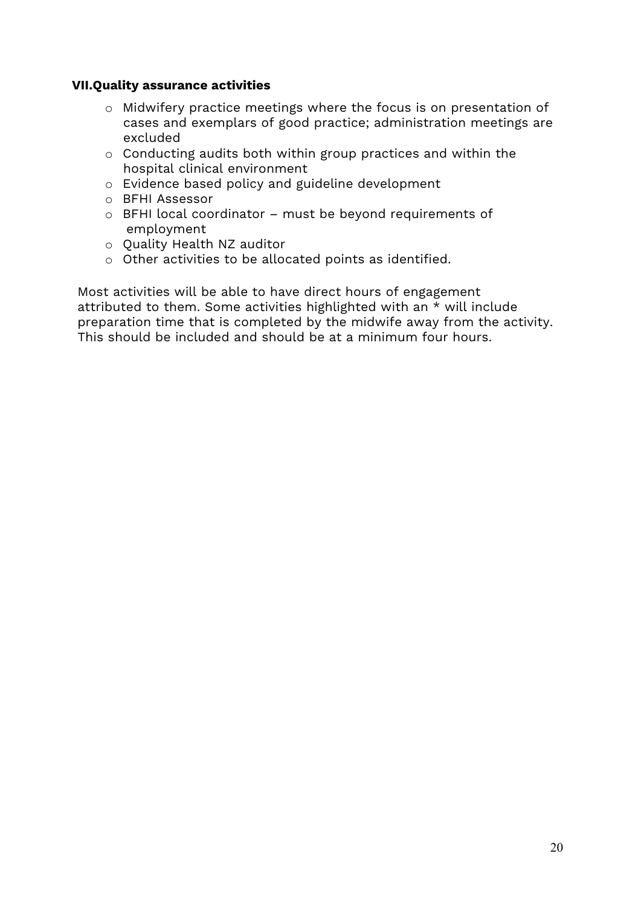### VII. Quality assurance activities

- Midwifery practice meetings where the focus is on presentation of cases and exemplars of good practice; administration meetings are excluded
- Conducting audits both within group practices and within the hospital clinical environment
- Evidence based policy and guideline development
- BFHI Assessor
- BFHI local coordinator – must be beyond requirements of employment
- Quality Health NZ auditor
- Other activities to be allocated points as identified.

Most activities will be able to have direct hours of engagement attributed to them. Some activities highlighted with an * will include preparation time that is completed by the midwife away from the activity. This should be included and should be at a minimum four hours.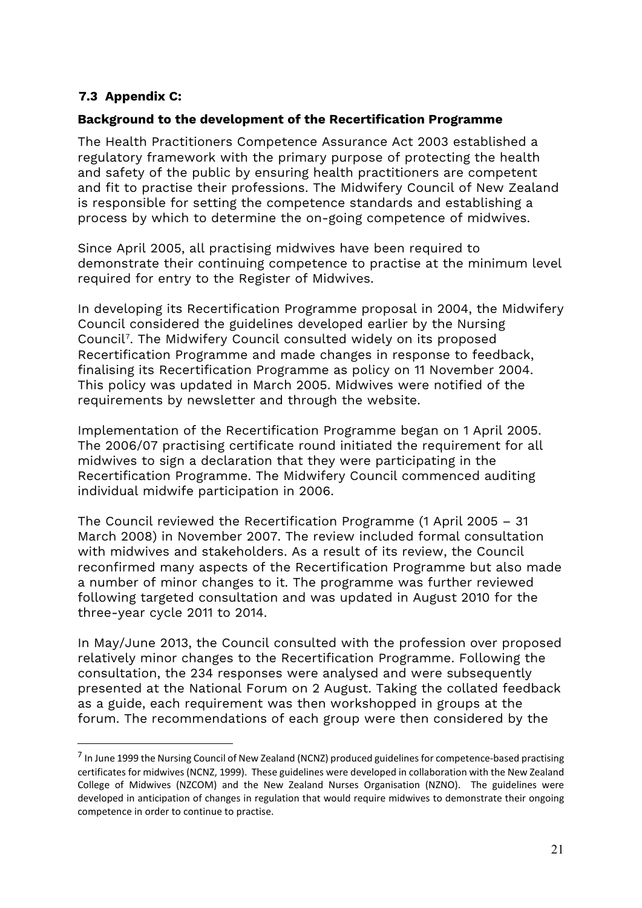### 7.3 Appendix C:

**Background to the development of the Recertification Programme**

The Health Practitioners Competence Assurance Act 2003 established a regulatory framework with the primary purpose of protecting the health and safety of the public by ensuring health practitioners are competent and fit to practise their professions. The Midwifery Council of New Zealand is responsible for setting the competence standards and establishing a process by which to determine the on-going competence of midwives.

Since April 2005, all practising midwives have been required to demonstrate their continuing competence to practise at the minimum level required for entry to the Register of Midwives.

In developing its Recertification Programme proposal in 2004, the Midwifery Council considered the guidelines developed earlier by the Nursing Council[7]. The Midwifery Council consulted widely on its proposed Recertification Programme and made changes in response to feedback, finalising its Recertification Programme as policy on 11 November 2004. This policy was updated in March 2005. Midwives were notified of the requirements by newsletter and through the website.

Implementation of the Recertification Programme began on 1 April 2005. The 2006/07 practising certificate round initiated the requirement for all midwives to sign a declaration that they were participating in the Recertification Programme. The Midwifery Council commenced auditing individual midwife participation in 2006.

The Council reviewed the Recertification Programme (1 April 2005 – 31 March 2008) in November 2007. The review included formal consultation with midwives and stakeholders. As a result of its review, the Council reconfirmed many aspects of the Recertification Programme but also made a number of minor changes to it. The programme was further reviewed following targeted consultation and was updated in August 2010 for the three-year cycle 2011 to 2014.

In May/June 2013, the Council consulted with the profession over proposed relatively minor changes to the Recertification Programme. Following the consultation, the 234 responses were analysed and were subsequently presented at the National Forum on 2 August. Taking the collated feedback as a guide, each requirement was then workshopped in groups at the forum. The recommendations of each group were then considered by the

[7] In June 1999 the Nursing Council of New Zealand (NCNZ) produced guidelines for competence-based practising certificates for midwives (NCNZ, 1999). These guidelines were developed in collaboration with the New Zealand College of Midwives (NZCOM) and the New Zealand Nurses Organisation (NZNO). The guidelines were developed in anticipation of changes in regulation that would require midwives to demonstrate their ongoing competence in order to continue to practise.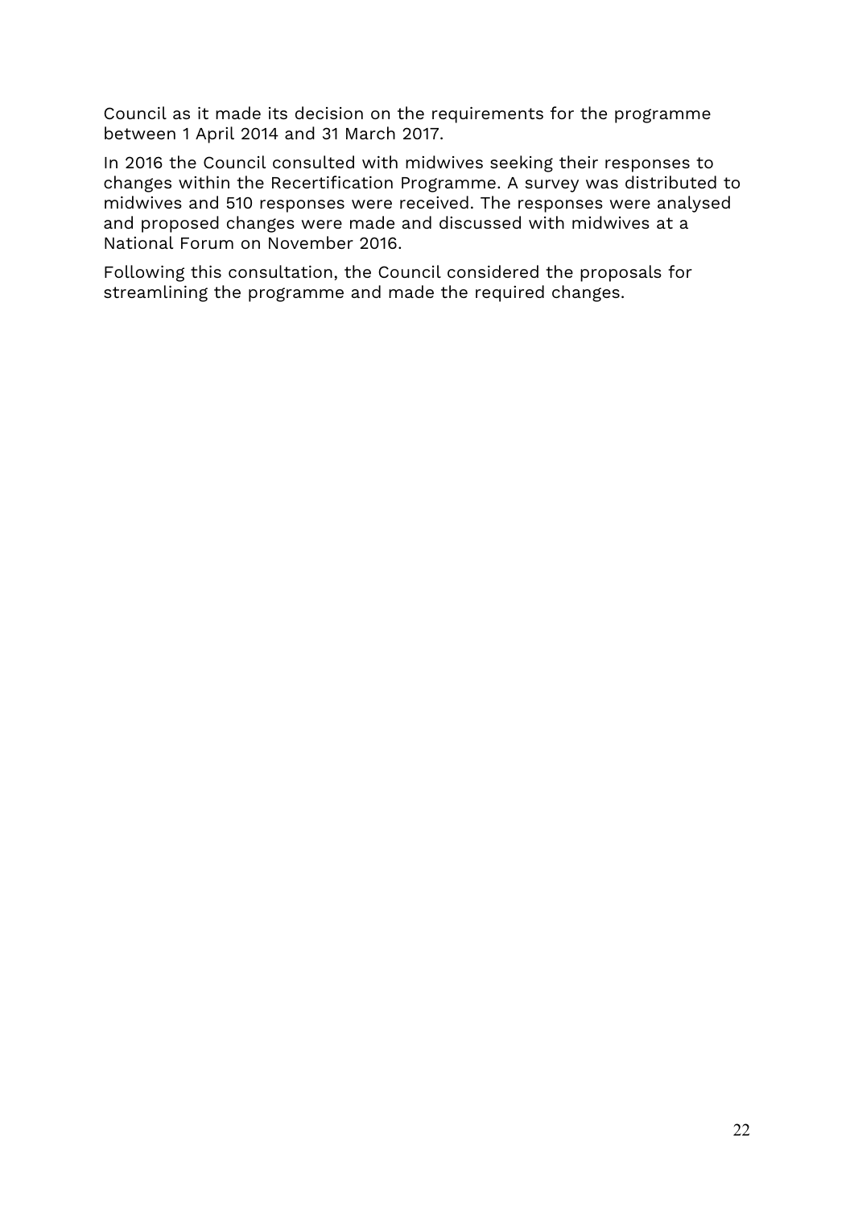Council as it made its decision on the requirements for the programme between 1 April 2014 and 31 March 2017.

In 2016 the Council consulted with midwives seeking their responses to changes within the Recertification Programme. A survey was distributed to midwives and 510 responses were received. The responses were analysed and proposed changes were made and discussed with midwives at a National Forum on November 2016.

Following this consultation, the Council considered the proposals for streamlining the programme and made the required changes.